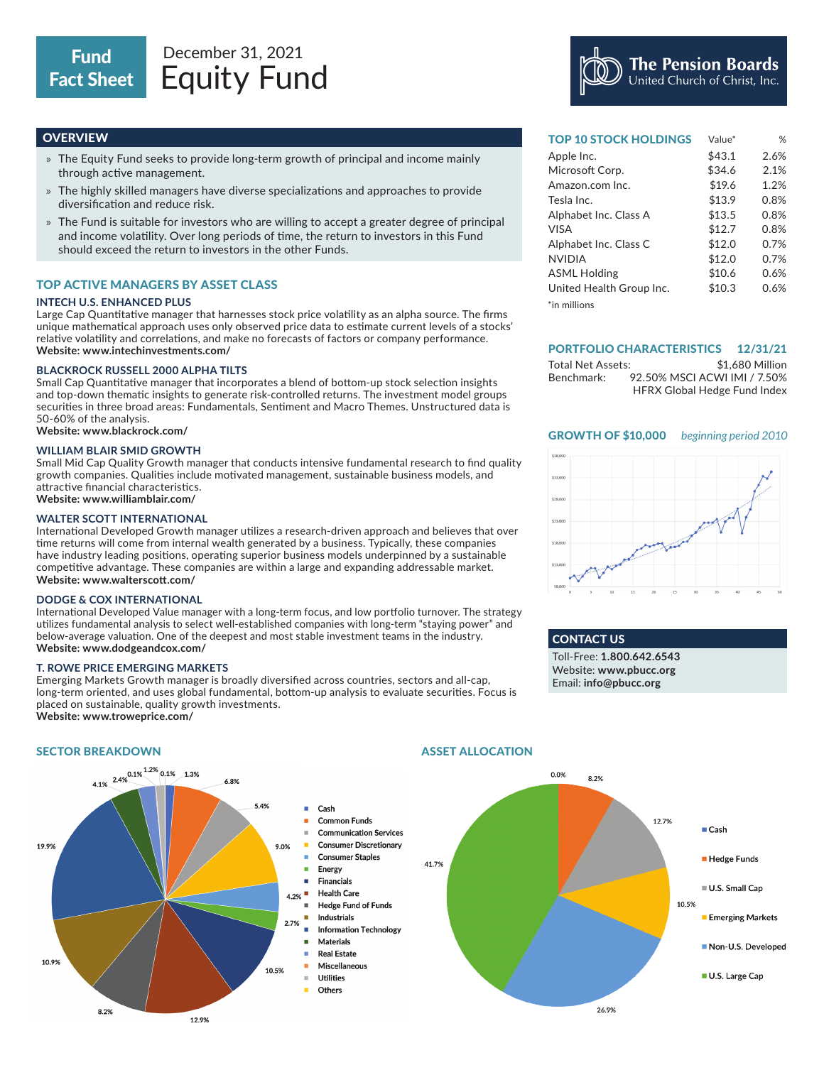# Fund Fact Sheet

December 31, 2021

# Equity Fund

**The Pension Boards** United Church of Christ, Inc.

## OVERVIEW

- The Equity Fund seeks to provide long-term growth of principal and income mainly through active management.
- The highly skilled managers have diverse specializations and approaches to provide diversification and reduce risk.
- The Fund is suitable for investors who are willing to accept a greater degree of principal and income volatility. Over long periods of time, the return to investors in this Fund should exceed the return to investors in the other Funds.

## TOP ACTIVE MANAGERS BY ASSET CLASS

### INTECH U.S. ENHANCED PLUS

Large Cap Quantitative manager that harnesses stock price volatility as an alpha source. The firms unique mathematical approach uses only observed price data to estimate current levels of a stocks' relative volatility and correlations, and make no forecasts of factors or company performance.
**Website: www.intechinvestments.com/**

### BLACKROCK RUSSELL 2000 ALPHA TILTS

Small Cap Quantitative manager that incorporates a blend of bottom-up stock selection insights and top-down thematic insights to generate risk-controlled returns. The investment model groups securities in three broad areas: Fundamentals, Sentiment and Macro Themes. Unstructured data is 50-60% of the analysis.
**Website: www.blackrock.com/**

### WILLIAM BLAIR SMID GROWTH

Small Mid Cap Quality Growth manager that conducts intensive fundamental research to find quality growth companies. Qualities include motivated management, sustainable business models, and attractive financial characteristics.
**Website: www.williamblair.com/**

### WALTER SCOTT INTERNATIONAL

International Developed Growth manager utilizes a research-driven approach and believes that over time returns will come from internal wealth generated by a business. Typically, these companies have industry leading positions, operating superior business models underpinned by a sustainable competitive advantage. These companies are within a large and expanding addressable market.
**Website: www.walterscott.com/**

### DODGE & COX INTERNATIONAL

International Developed Value manager with a long-term focus, and low portfolio turnover. The strategy utilizes fundamental analysis to select well-established companies with long-term "staying power" and below-average valuation. One of the deepest and most stable investment teams in the industry.
**Website: www.dodgeandcox.com/**

### T. ROWE PRICE EMERGING MARKETS

Emerging Markets Growth manager is broadly diversified across countries, sectors and all-cap, long-term oriented, and uses global fundamental, bottom-up analysis to evaluate securities. Focus is placed on sustainable, quality growth investments.
**Website: www.troweprice.com/**

## TOP 10 STOCK HOLDINGS

| TOP 10 STOCK HOLDINGS | Value* | % |
|---|---|---|
| Apple Inc. | $43.1 | 2.6% |
| Microsoft Corp. | $34.6 | 2.1% |
| Amazon.com Inc. | $19.6 | 1.2% |
| Tesla Inc. | $13.9 | 0.8% |
| Alphabet Inc. Class A | $13.5 | 0.8% |
| VISA | $12.7 | 0.8% |
| Alphabet Inc. Class C | $12.0 | 0.7% |
| NVIDIA | $12.0 | 0.7% |
| ASML Holding | $10.6 | 0.6% |
| United Health Group Inc. | $10.3 | 0.6% |

*in millions

## PORTFOLIO CHARACTERISTICS 12/31/21

Total Net Assets: $1,680 Million
Benchmark: 92.50% MSCI ACWI IMI / 7.50% HFRX Global Hedge Fund Index

## GROWTH OF $10,000 *beginning period 2010*

## CONTACT US

Toll-Free: **1.800.642.6543**
Website: **www.pbucc.org**
Email: **info@pbucc.org**

## SECTOR BREAKDOWN

Cash, Common Funds, Communication Services, Consumer Discretionary, Consumer Staples, Energy, Financials, Health Care, Hedge Fund of Funds, Industrials, Information Technology, Materials, Real Estate, Miscellaneous, Utilities, Others

Values shown: 1.3%, 6.8%, 5.4%, 9.0%, 4.2%, 2.7%, 10.5%, 12.9%, 8.2%, 10.9%, 19.9%, 4.1%, 2.4%, 0.1%, 1.2%, 0.1%

## ASSET ALLOCATION

| Asset Class | % |
|---|---|
| Cash | 0.0% |
| Hedge Funds | 8.2% |
| U.S. Small Cap | 12.7% |
| Emerging Markets | 10.5% |
| Non-U.S. Developed | 26.9% |
| U.S. Large Cap | 41.7% |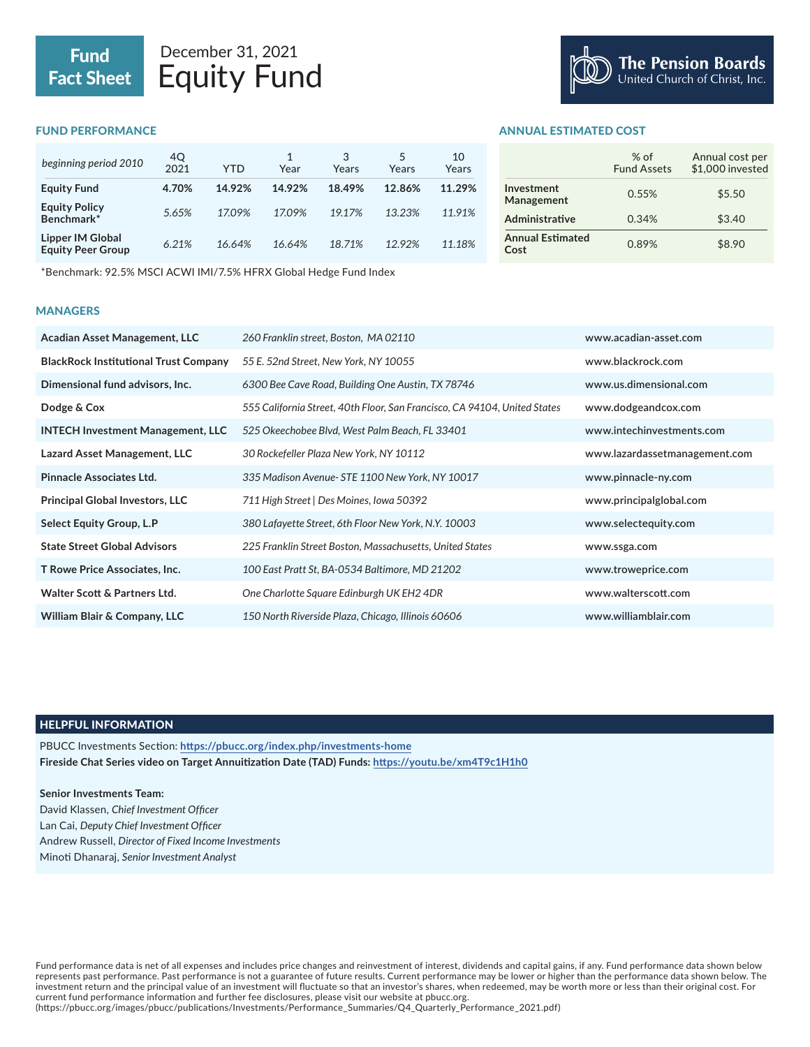# Fund Fact Sheet

December 31, 2021

# Equity Fund

**The Pension Boards**
United Church of Christ, Inc.

## FUND PERFORMANCE

| *beginning period 2010* | 4Q 2021 | YTD | 1 Year | 3 Years | 5 Years | 10 Years |
|---|---|---|---|---|---|---|
| **Equity Fund** | **4.70%** | **14.92%** | **14.92%** | **18.49%** | **12.86%** | **11.29%** |
| **Equity Policy Benchmark*** | *5.65%* | *17.09%* | *17.09%* | *19.17%* | *13.23%* | *11.91%* |
| **Lipper IM Global Equity Peer Group** | *6.21%* | *16.64%* | *16.64%* | *18.71%* | *12.92%* | *11.18%* |

*Benchmark: 92.5% MSCI ACWI IMI/7.5% HFRX Global Hedge Fund Index

## ANNUAL ESTIMATED COST

| | % of Fund Assets | Annual cost per $1,000 invested |
|---|---|---|
| **Investment Management** | 0.55% | $5.50 |
| **Administrative** | 0.34% | $3.40 |
| **Annual Estimated Cost** | 0.89% | $8.90 |

## MANAGERS

| | | |
|---|---|---|
| **Acadian Asset Management, LLC** | *260 Franklin street, Boston, MA 02110* | www.acadian-asset.com |
| **BlackRock Institutional Trust Company** | *55 E. 52nd Street, New York, NY 10055* | www.blackrock.com |
| **Dimensional fund advisors, Inc.** | *6300 Bee Cave Road, Building One Austin, TX 78746* | www.us.dimensional.com |
| **Dodge & Cox** | *555 California Street, 40th Floor, San Francisco, CA 94104, United States* | www.dodgeandcox.com |
| **INTECH Investment Management, LLC** | *525 Okeechobee Blvd, West Palm Beach, FL 33401* | www.intechinvestments.com |
| **Lazard Asset Management, LLC** | *30 Rockefeller Plaza New York, NY 10112* | www.lazardassetmanagement.com |
| **Pinnacle Associates Ltd.** | *335 Madison Avenue- STE 1100 New York, NY 10017* | www.pinnacle-ny.com |
| **Principal Global Investors, LLC** | *711 High Street \| Des Moines, Iowa 50392* | www.principalglobal.com |
| **Select Equity Group, L.P** | *380 Lafayette Street, 6th Floor New York, N.Y. 10003* | www.selectequity.com |
| **State Street Global Advisors** | *225 Franklin Street Boston, Massachusetts, United States* | www.ssga.com |
| **T Rowe Price Associates, Inc.** | *100 East Pratt St, BA-0534 Baltimore, MD 21202* | www.troweprice.com |
| **Walter Scott & Partners Ltd.** | *One Charlotte Square Edinburgh UK EH2 4DR* | www.walterscott.com |
| **William Blair & Company, LLC** | *150 North Riverside Plaza, Chicago, Illinois 60606* | www.williamblair.com |

## HELPFUL INFORMATION

PBUCC Investments Section: **https://pbucc.org/index.php/investments-home**
**Fireside Chat Series video on Target Annuitization Date (TAD) Funds: https://youtu.be/xm4T9c1H1h0**

**Senior Investments Team:**
David Klassen, *Chief Investment Officer*
Lan Cai, *Deputy Chief Investment Officer*
Andrew Russell, *Director of Fixed Income Investments*
Minoti Dhanaraj, *Senior Investment Analyst*

Fund performance data is net of all expenses and includes price changes and reinvestment of interest, dividends and capital gains, if any. Fund performance data shown below represents past performance. Past performance is not a guarantee of future results. Current performance may be lower or higher than the performance data shown below. The investment return and the principal value of an investment will fluctuate so that an investor's shares, when redeemed, may be worth more or less than their original cost. For current fund performance information and further fee disclosures, please visit our website at pbucc.org.
(https://pbucc.org/images/pbucc/publications/Investments/Performance_Summaries/Q4_Quarterly_Performance_2021.pdf)